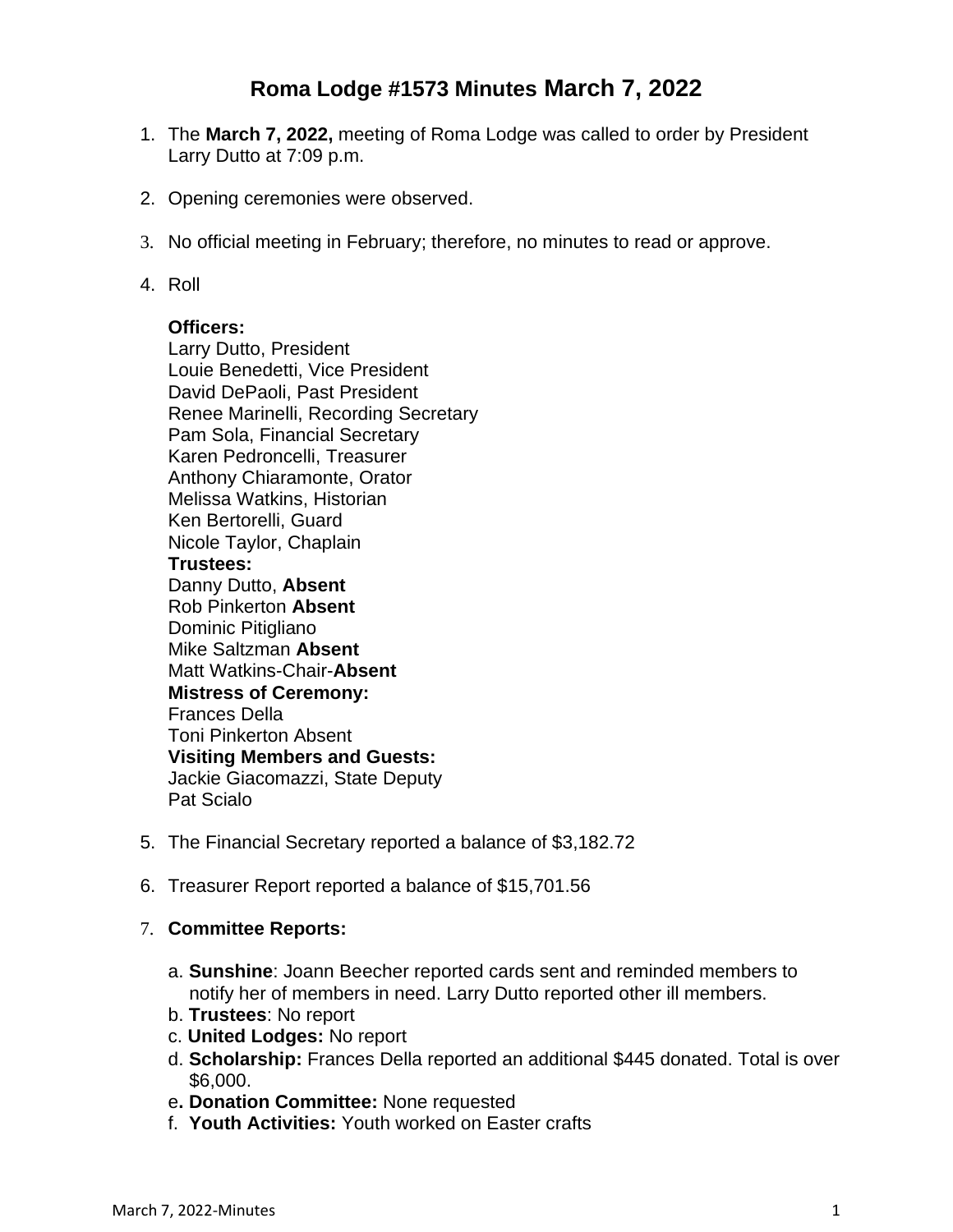# Roma Lodge #1573 Minutes March 7, 2022

1. The **March 7, 2022,** meeting of Roma Lodge was called to order by President Larry Dutto at 7:09 p.m.

2. Opening ceremonies were observed.

3. No official meeting in February; therefore, no minutes to read or approve.

4. Roll

   **Officers:**
   Larry Dutto, President
   Louie Benedetti, Vice President
   David DePaoli, Past President
   Renee Marinelli, Recording Secretary
   Pam Sola, Financial Secretary
   Karen Pedroncelli, Treasurer
   Anthony Chiaramonte, Orator
   Melissa Watkins, Historian
   Ken Bertorelli, Guard
   Nicole Taylor, Chaplain
   **Trustees:**
   Danny Dutto, **Absent**
   Rob Pinkerton **Absent**
   Dominic Pitigliano
   Mike Saltzman **Absent**
   Matt Watkins-Chair-**Absent**
   **Mistress of Ceremony:**
   Frances Della
   Toni Pinkerton Absent
   **Visiting Members and Guests:**
   Jackie Giacomazzi, State Deputy
   Pat Scialo

5. The Financial Secretary reported a balance of $3,182.72

6. Treasurer Report reported a balance of $15,701.56

7. **Committee Reports:**

   a. **Sunshine**: Joann Beecher reported cards sent and reminded members to notify her of members in need. Larry Dutto reported other ill members.
   b. **Trustees**: No report
   c. **United Lodges:** No report
   d. **Scholarship:** Frances Della reported an additional $445 donated. Total is over $6,000.
   e**. Donation Committee:** None requested
   f. **Youth Activities:** Youth worked on Easter crafts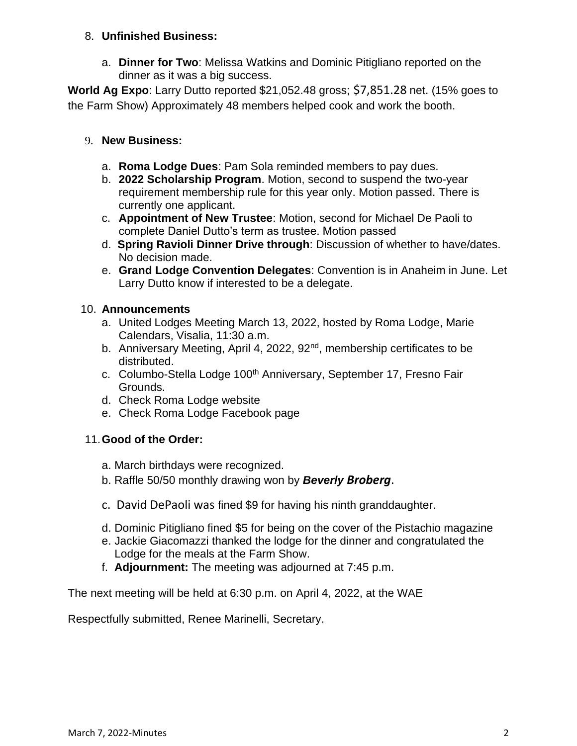8. **Unfinished Business:**

   a. **Dinner for Two**: Melissa Watkins and Dominic Pitigliano reported on the dinner as it was a big success.

**World Ag Expo**: Larry Dutto reported $21,052.48 gross; $7,851.28 net. (15% goes to the Farm Show) Approximately 48 members helped cook and work the booth.

9. **New Business:**

   a. **Roma Lodge Dues**: Pam Sola reminded members to pay dues.
   b. **2022 Scholarship Program**. Motion, second to suspend the two-year requirement membership rule for this year only. Motion passed. There is currently one applicant.
   c. **Appointment of New Trustee**: Motion, second for Michael De Paoli to complete Daniel Dutto's term as trustee. Motion passed
   d. **Spring Ravioli Dinner Drive through**: Discussion of whether to have/dates. No decision made.
   e. **Grand Lodge Convention Delegates**: Convention is in Anaheim in June. Let Larry Dutto know if interested to be a delegate.

10. **Announcements**

    a. United Lodges Meeting March 13, 2022, hosted by Roma Lodge, Marie Calendars, Visalia, 11:30 a.m.
    b. Anniversary Meeting, April 4, 2022, 92nd, membership certificates to be distributed.
    c. Columbo-Stella Lodge 100th Anniversary, September 17, Fresno Fair Grounds.
    d. Check Roma Lodge website
    e. Check Roma Lodge Facebook page

11. **Good of the Order:**

    a. March birthdays were recognized.
    b. Raffle 50/50 monthly drawing won by ***Beverly Broberg***.
    c. David DePaoli was fined $9 for having his ninth granddaughter.
    d. Dominic Pitigliano fined $5 for being on the cover of the Pistachio magazine
    e. Jackie Giacomazzi thanked the lodge for the dinner and congratulated the Lodge for the meals at the Farm Show.
    f. **Adjournment:** The meeting was adjourned at 7:45 p.m.

The next meeting will be held at 6:30 p.m. on April 4, 2022, at the WAE

Respectfully submitted, Renee Marinelli, Secretary.